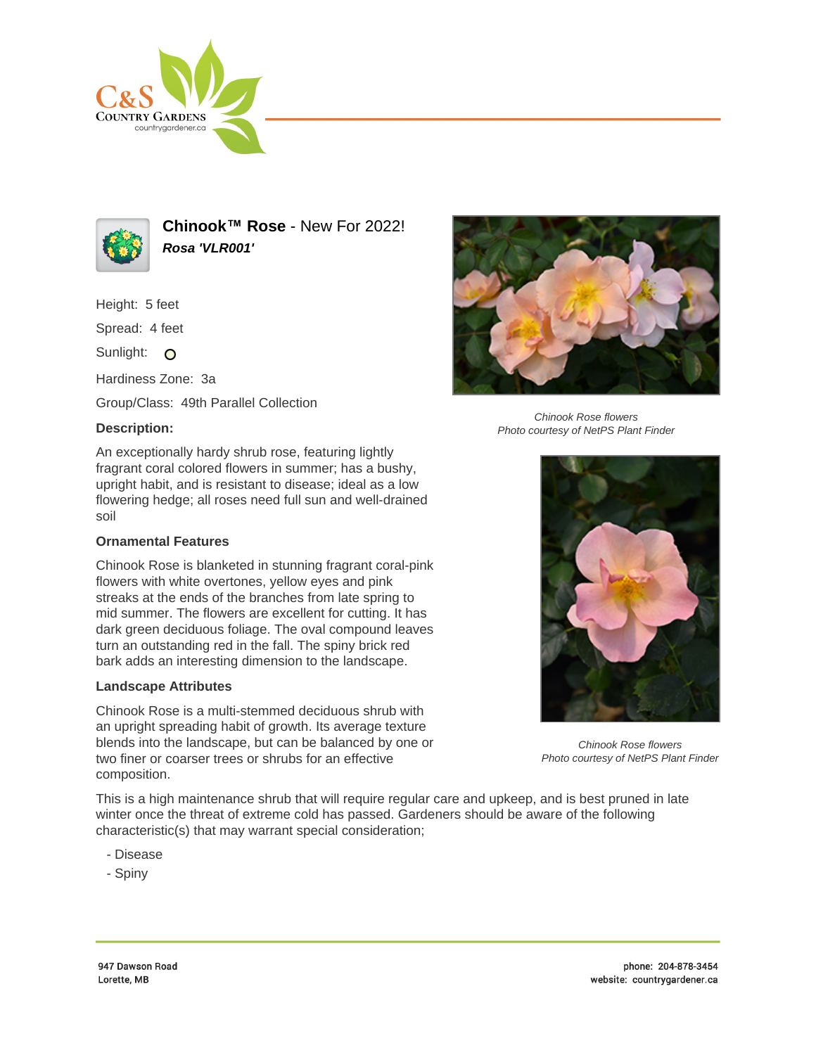# Chinook™ Rose - New For 2022!

***Rosa 'VLR001'***

Height: 5 feet

Spread: 4 feet

Sunlight:

Hardiness Zone: 3a

Group/Class: 49th Parallel Collection

**Description:**

An exceptionally hardy shrub rose, featuring lightly fragrant coral colored flowers in summer; has a bushy, upright habit, and is resistant to disease; ideal as a low flowering hedge; all roses need full sun and well-drained soil

**Ornamental Features**

Chinook Rose is blanketed in stunning fragrant coral-pink flowers with white overtones, yellow eyes and pink streaks at the ends of the branches from late spring to mid summer. The flowers are excellent for cutting. It has dark green deciduous foliage. The oval compound leaves turn an outstanding red in the fall. The spiny brick red bark adds an interesting dimension to the landscape.

**Landscape Attributes**

Chinook Rose is a multi-stemmed deciduous shrub with an upright spreading habit of growth. Its average texture blends into the landscape, but can be balanced by one or two finer or coarser trees or shrubs for an effective composition.

This is a high maintenance shrub that will require regular care and upkeep, and is best pruned in late winter once the threat of extreme cold has passed. Gardeners should be aware of the following characteristic(s) that may warrant special consideration;

- Disease
- Spiny

*Chinook Rose flowers*
*Photo courtesy of NetPS Plant Finder*

*Chinook Rose flowers*
*Photo courtesy of NetPS Plant Finder*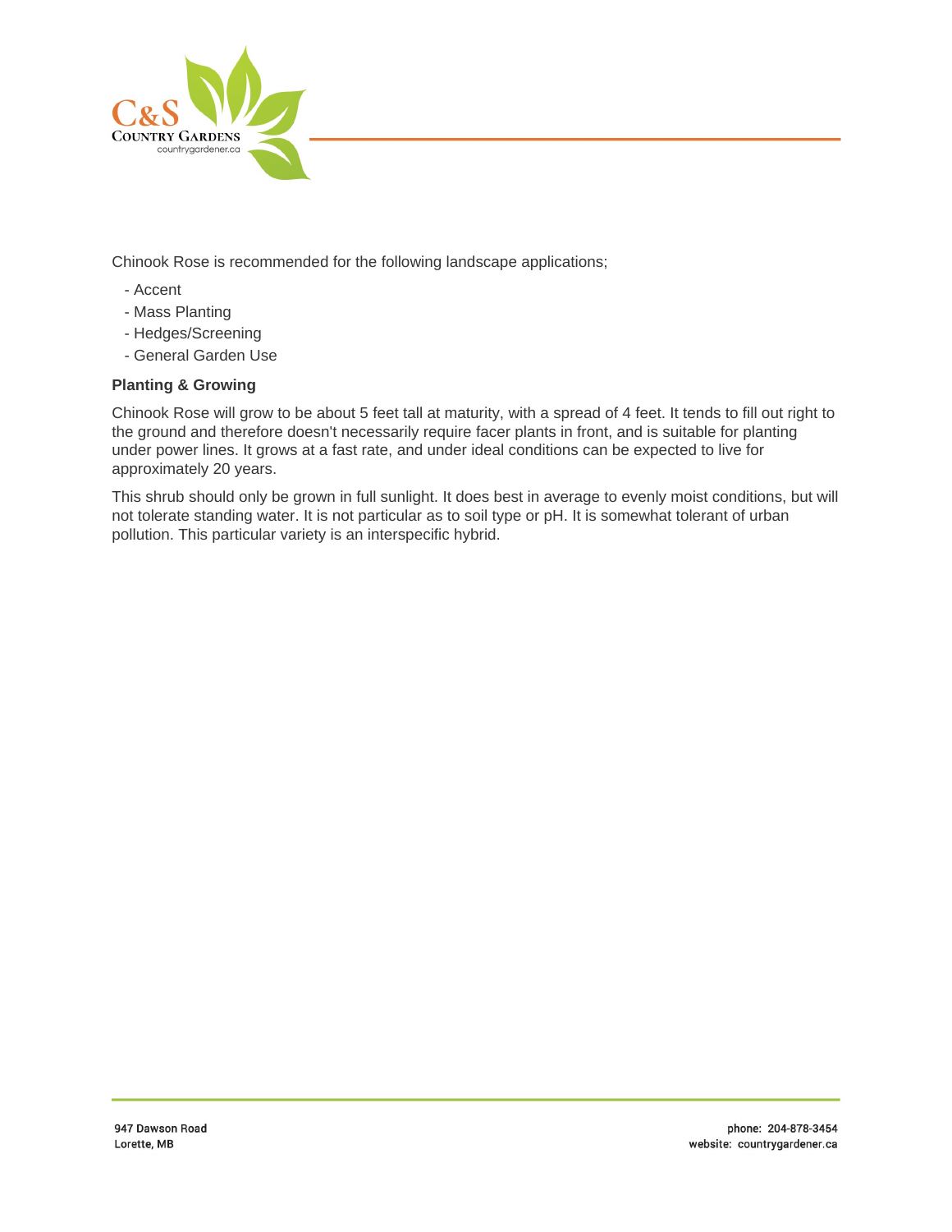Chinook Rose is recommended for the following landscape applications;

- Accent
- Mass Planting
- Hedges/Screening
- General Garden Use

**Planting & Growing**

Chinook Rose will grow to be about 5 feet tall at maturity, with a spread of 4 feet. It tends to fill out right to the ground and therefore doesn't necessarily require facer plants in front, and is suitable for planting under power lines. It grows at a fast rate, and under ideal conditions can be expected to live for approximately 20 years.

This shrub should only be grown in full sunlight. It does best in average to evenly moist conditions, but will not tolerate standing water. It is not particular as to soil type or pH. It is somewhat tolerant of urban pollution. This particular variety is an interspecific hybrid.